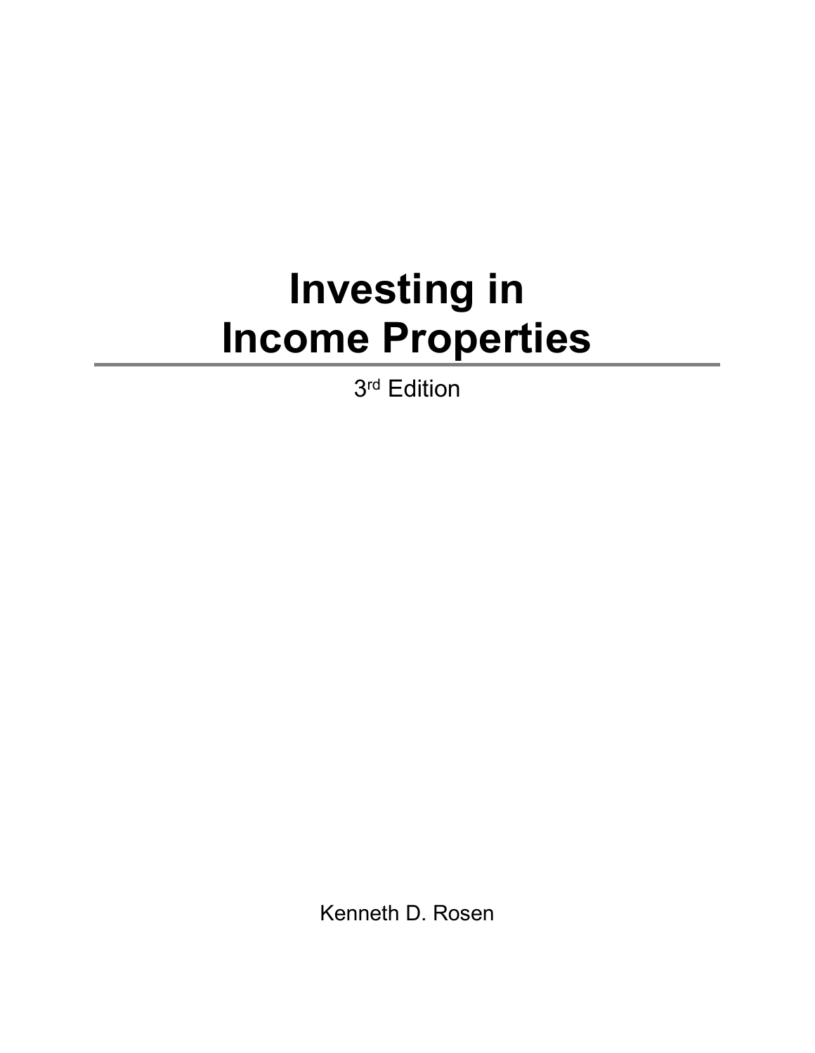# Investing in Income Properties

3rd Edition

Kenneth D. Rosen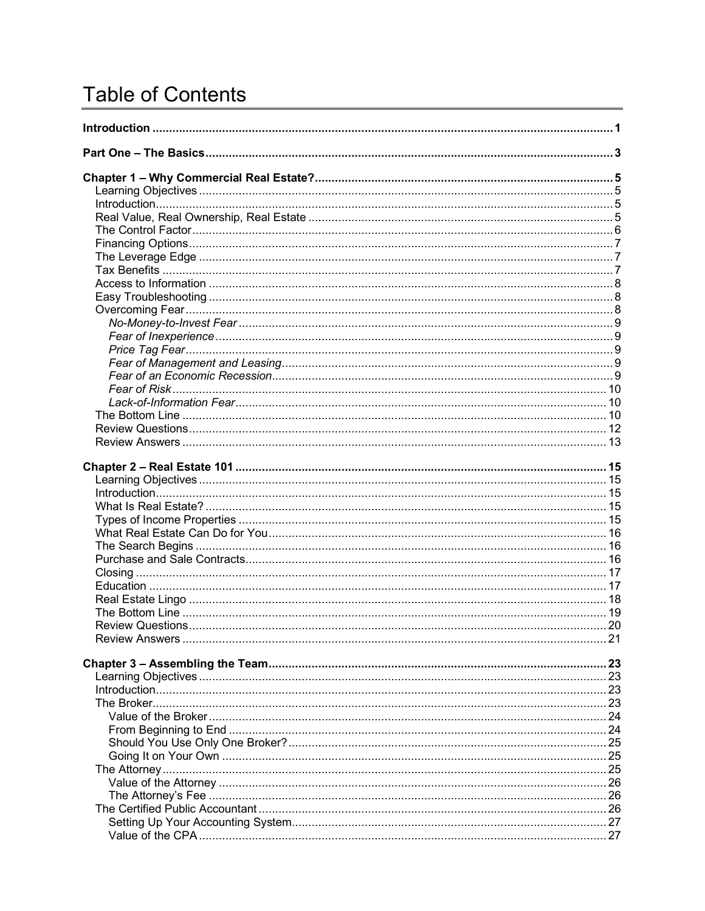# Table of Contents

**Introduction** ........ **1**

**Part One – The Basics** ........ **3**

**Chapter 1 – Why Commercial Real Estate?** ........ **5**
- Learning Objectives ........ 5
- Introduction ........ 5
- Real Value, Real Ownership, Real Estate ........ 5
- The Control Factor ........ 6
- Financing Options ........ 7
- The Leverage Edge ........ 7
- Tax Benefits ........ 7
- Access to Information ........ 8
- Easy Troubleshooting ........ 8
- Overcoming Fear ........ 8
  - *No-Money-to-Invest Fear* ........ 9
  - *Fear of Inexperience* ........ 9
  - *Price Tag Fear* ........ 9
  - *Fear of Management and Leasing* ........ 9
  - *Fear of an Economic Recession* ........ 9
  - *Fear of Risk* ........ 10
  - *Lack-of-Information Fear* ........ 10
- The Bottom Line ........ 10
- Review Questions ........ 12
- Review Answers ........ 13

**Chapter 2 – Real Estate 101** ........ **15**
- Learning Objectives ........ 15
- Introduction ........ 15
- What Is Real Estate? ........ 15
- Types of Income Properties ........ 15
- What Real Estate Can Do for You ........ 16
- The Search Begins ........ 16
- Purchase and Sale Contracts ........ 16
- Closing ........ 17
- Education ........ 17
- Real Estate Lingo ........ 18
- The Bottom Line ........ 19
- Review Questions ........ 20
- Review Answers ........ 21

**Chapter 3 – Assembling the Team** ........ **23**
- Learning Objectives ........ 23
- Introduction ........ 23
- The Broker ........ 23
  - Value of the Broker ........ 24
  - From Beginning to End ........ 24
  - Should You Use Only One Broker? ........ 25
  - Going It on Your Own ........ 25
- The Attorney ........ 25
  - Value of the Attorney ........ 26
  - The Attorney's Fee ........ 26
- The Certified Public Accountant ........ 26
  - Setting Up Your Accounting System ........ 27
  - Value of the CPA ........ 27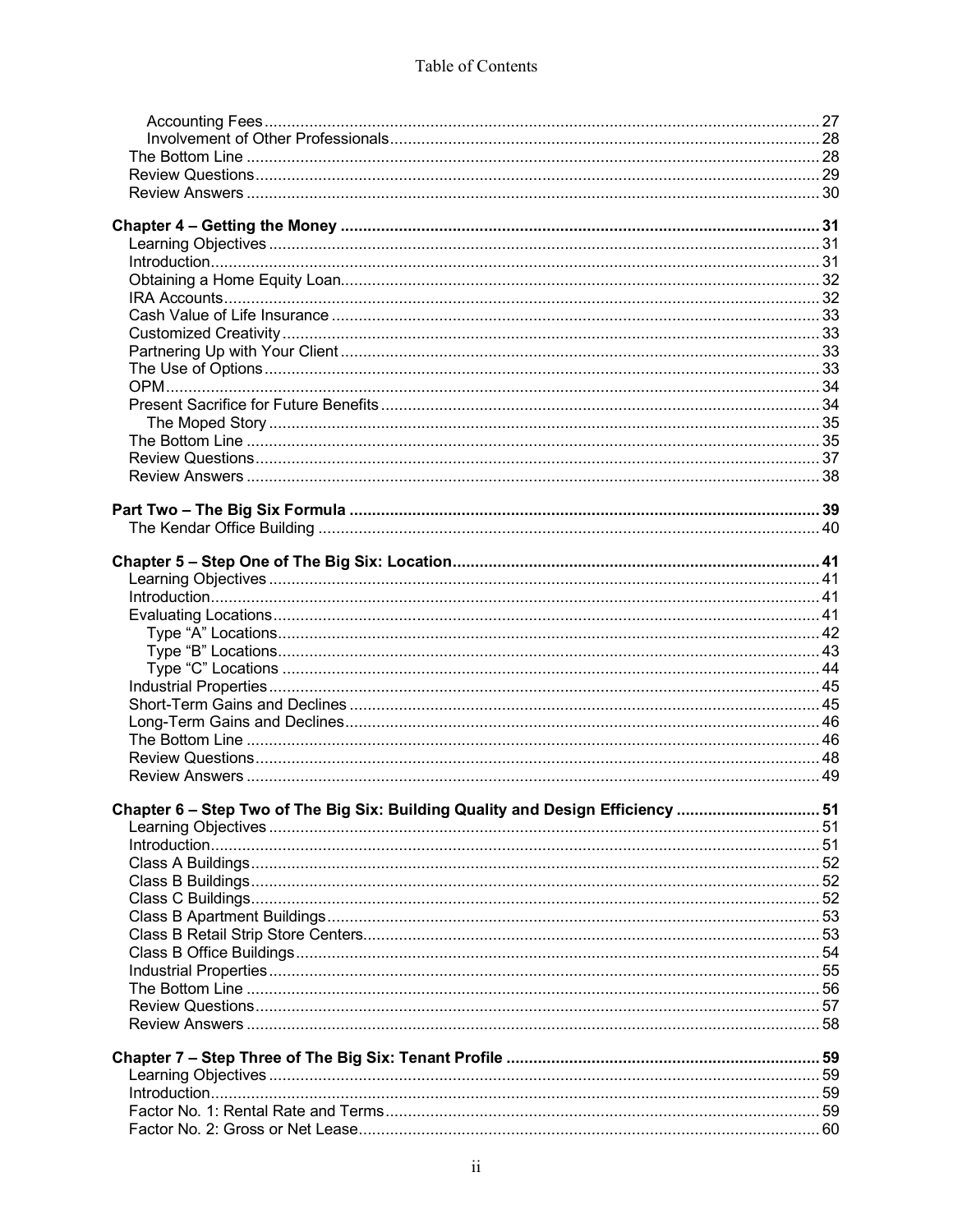Accounting Fees ... 27
Involvement of Other Professionals ... 28
The Bottom Line ... 28
Review Questions ... 29
Review Answers ... 30

**Chapter 4 – Getting the Money ... 31**
Learning Objectives ... 31
Introduction ... 31
Obtaining a Home Equity Loan ... 32
IRA Accounts ... 32
Cash Value of Life Insurance ... 33
Customized Creativity ... 33
Partnering Up with Your Client ... 33
The Use of Options ... 33
OPM ... 34
Present Sacrifice for Future Benefits ... 34
The Moped Story ... 35
The Bottom Line ... 35
Review Questions ... 37
Review Answers ... 38

**Part Two – The Big Six Formula ... 39**
The Kendar Office Building ... 40

**Chapter 5 – Step One of The Big Six: Location ... 41**
Learning Objectives ... 41
Introduction ... 41
Evaluating Locations ... 41
Type "A" Locations ... 42
Type "B" Locations ... 43
Type "C" Locations ... 44
Industrial Properties ... 45
Short-Term Gains and Declines ... 45
Long-Term Gains and Declines ... 46
The Bottom Line ... 46
Review Questions ... 48
Review Answers ... 49

**Chapter 6 – Step Two of The Big Six: Building Quality and Design Efficiency ... 51**
Learning Objectives ... 51
Introduction ... 51
Class A Buildings ... 52
Class B Buildings ... 52
Class C Buildings ... 52
Class B Apartment Buildings ... 53
Class B Retail Strip Store Centers ... 53
Class B Office Buildings ... 54
Industrial Properties ... 55
The Bottom Line ... 56
Review Questions ... 57
Review Answers ... 58

**Chapter 7 – Step Three of The Big Six: Tenant Profile ... 59**
Learning Objectives ... 59
Introduction ... 59
Factor No. 1: Rental Rate and Terms ... 59
Factor No. 2: Gross or Net Lease ... 60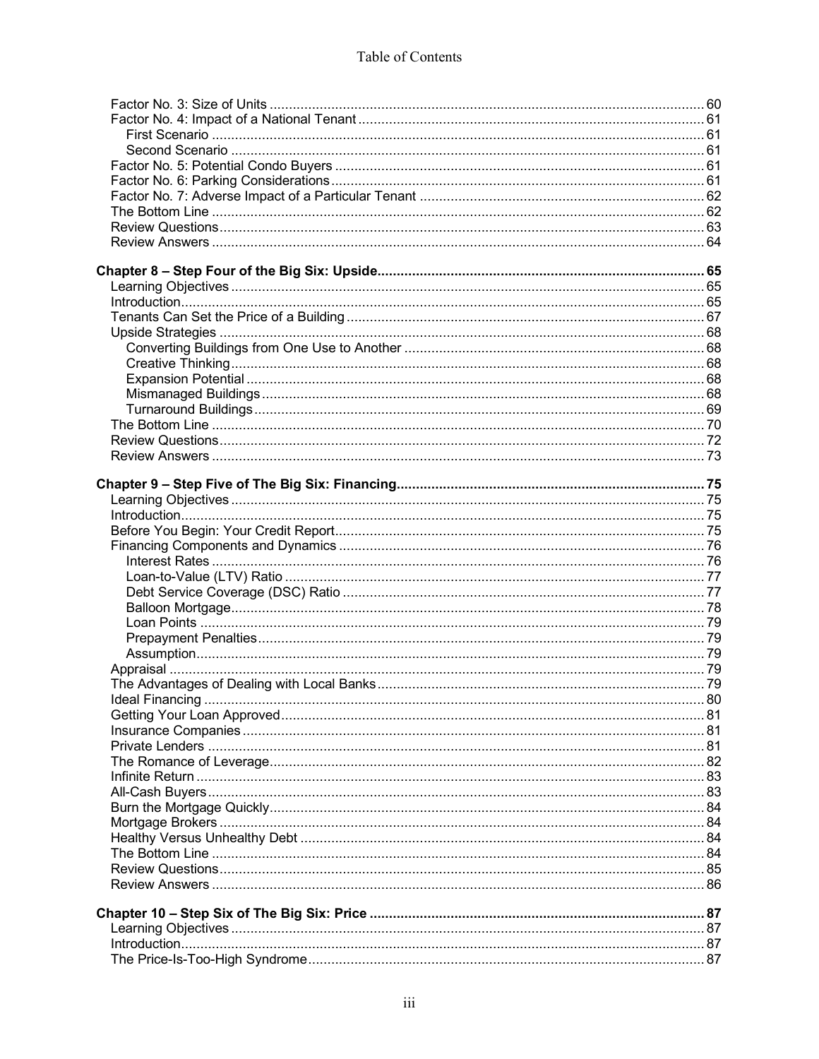Table of Contents

Factor No. 3: Size of Units ........................................................................................................ 60
Factor No. 4: Impact of a National Tenant ................................................................................ 61
First Scenario ........................................................................................................................ 61
Second Scenario .................................................................................................................... 61
Factor No. 5: Potential Condo Buyers ........................................................................................ 61
Factor No. 6: Parking Considerations ......................................................................................... 61
Factor No. 7: Adverse Impact of a Particular Tenant ................................................................. 62
The Bottom Line ........................................................................................................................ 62
Review Questions ...................................................................................................................... 63
Review Answers ........................................................................................................................ 64

**Chapter 8 – Step Four of the Big Six: Upside .......................................................................... 65**
Learning Objectives ................................................................................................................... 65
Introduction ................................................................................................................................ 65
Tenants Can Set the Price of a Building ..................................................................................... 67
Upside Strategies ...................................................................................................................... 68
Converting Buildings from One Use to Another ...................................................................... 68
Creative Thinking ................................................................................................................... 68
Expansion Potential ............................................................................................................... 68
Mismanaged Buildings ........................................................................................................... 68
Turnaround Buildings ............................................................................................................. 69
The Bottom Line ........................................................................................................................ 70
Review Questions ...................................................................................................................... 72
Review Answers ........................................................................................................................ 73

**Chapter 9 – Step Five of The Big Six: Financing ...................................................................... 75**
Learning Objectives ................................................................................................................... 75
Introduction ................................................................................................................................ 75
Before You Begin: Your Credit Report ........................................................................................ 75
Financing Components and Dynamics ....................................................................................... 76
Interest Rates ........................................................................................................................ 76
Loan-to-Value (LTV) Ratio ..................................................................................................... 77
Debt Service Coverage (DSC) Ratio ...................................................................................... 77
Balloon Mortgage ................................................................................................................... 78
Loan Points ........................................................................................................................... 79
Prepayment Penalties ............................................................................................................ 79
Assumption ............................................................................................................................ 79
Appraisal ................................................................................................................................... 79
The Advantages of Dealing with Local Banks ............................................................................. 79
Ideal Financing .......................................................................................................................... 80
Getting Your Loan Approved ...................................................................................................... 81
Insurance Companies ................................................................................................................ 81
Private Lenders ......................................................................................................................... 81
The Romance of Leverage ......................................................................................................... 82
Infinite Return ............................................................................................................................ 83
All-Cash Buyers ......................................................................................................................... 83
Burn the Mortgage Quickly ......................................................................................................... 84
Mortgage Brokers ...................................................................................................................... 84
Healthy Versus Unhealthy Debt ................................................................................................. 84
The Bottom Line ........................................................................................................................ 84
Review Questions ...................................................................................................................... 85
Review Answers ........................................................................................................................ 86

**Chapter 10 – Step Six of The Big Six: Price ............................................................................. 87**
Learning Objectives ................................................................................................................... 87
Introduction ................................................................................................................................ 87
The Price-Is-Too-High Syndrome ............................................................................................... 87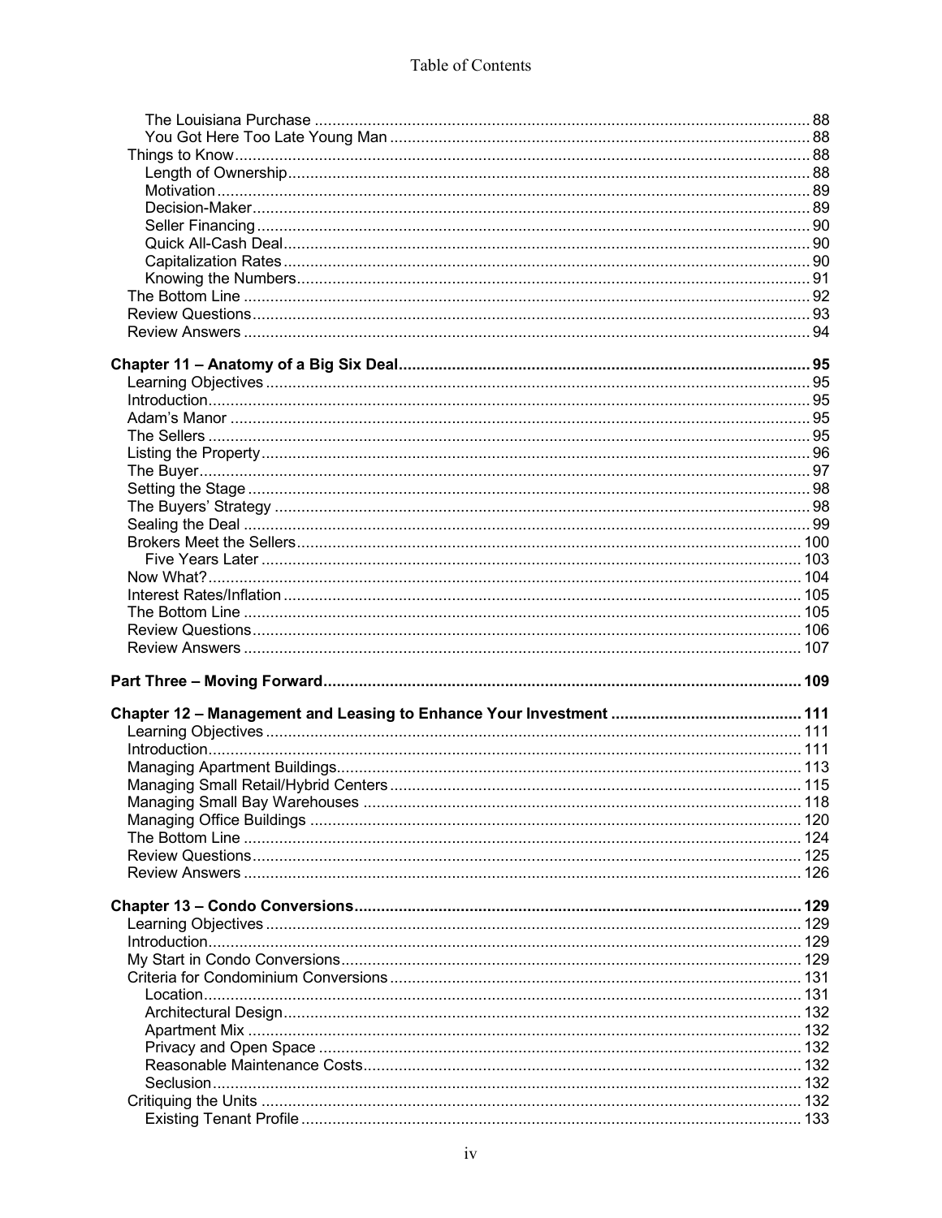The Louisiana Purchase ........ 88
You Got Here Too Late Young Man ........ 88
Things to Know ........ 88
Length of Ownership ........ 88
Motivation ........ 89
Decision-Maker ........ 89
Seller Financing ........ 90
Quick All-Cash Deal ........ 90
Capitalization Rates ........ 90
Knowing the Numbers ........ 91
The Bottom Line ........ 92
Review Questions ........ 93
Review Answers ........ 94

**Chapter 11 – Anatomy of a Big Six Deal ........ 95**
Learning Objectives ........ 95
Introduction ........ 95
Adam's Manor ........ 95
The Sellers ........ 95
Listing the Property ........ 96
The Buyer ........ 97
Setting the Stage ........ 98
The Buyers' Strategy ........ 98
Sealing the Deal ........ 99
Brokers Meet the Sellers ........ 100
Five Years Later ........ 103
Now What? ........ 104
Interest Rates/Inflation ........ 105
The Bottom Line ........ 105
Review Questions ........ 106
Review Answers ........ 107

**Part Three – Moving Forward ........ 109**

**Chapter 12 – Management and Leasing to Enhance Your Investment ........ 111**
Learning Objectives ........ 111
Introduction ........ 111
Managing Apartment Buildings ........ 113
Managing Small Retail/Hybrid Centers ........ 115
Managing Small Bay Warehouses ........ 118
Managing Office Buildings ........ 120
The Bottom Line ........ 124
Review Questions ........ 125
Review Answers ........ 126

**Chapter 13 – Condo Conversions ........ 129**
Learning Objectives ........ 129
Introduction ........ 129
My Start in Condo Conversions ........ 129
Criteria for Condominium Conversions ........ 131
Location ........ 131
Architectural Design ........ 132
Apartment Mix ........ 132
Privacy and Open Space ........ 132
Reasonable Maintenance Costs ........ 132
Seclusion ........ 132
Critiquing the Units ........ 132
Existing Tenant Profile ........ 133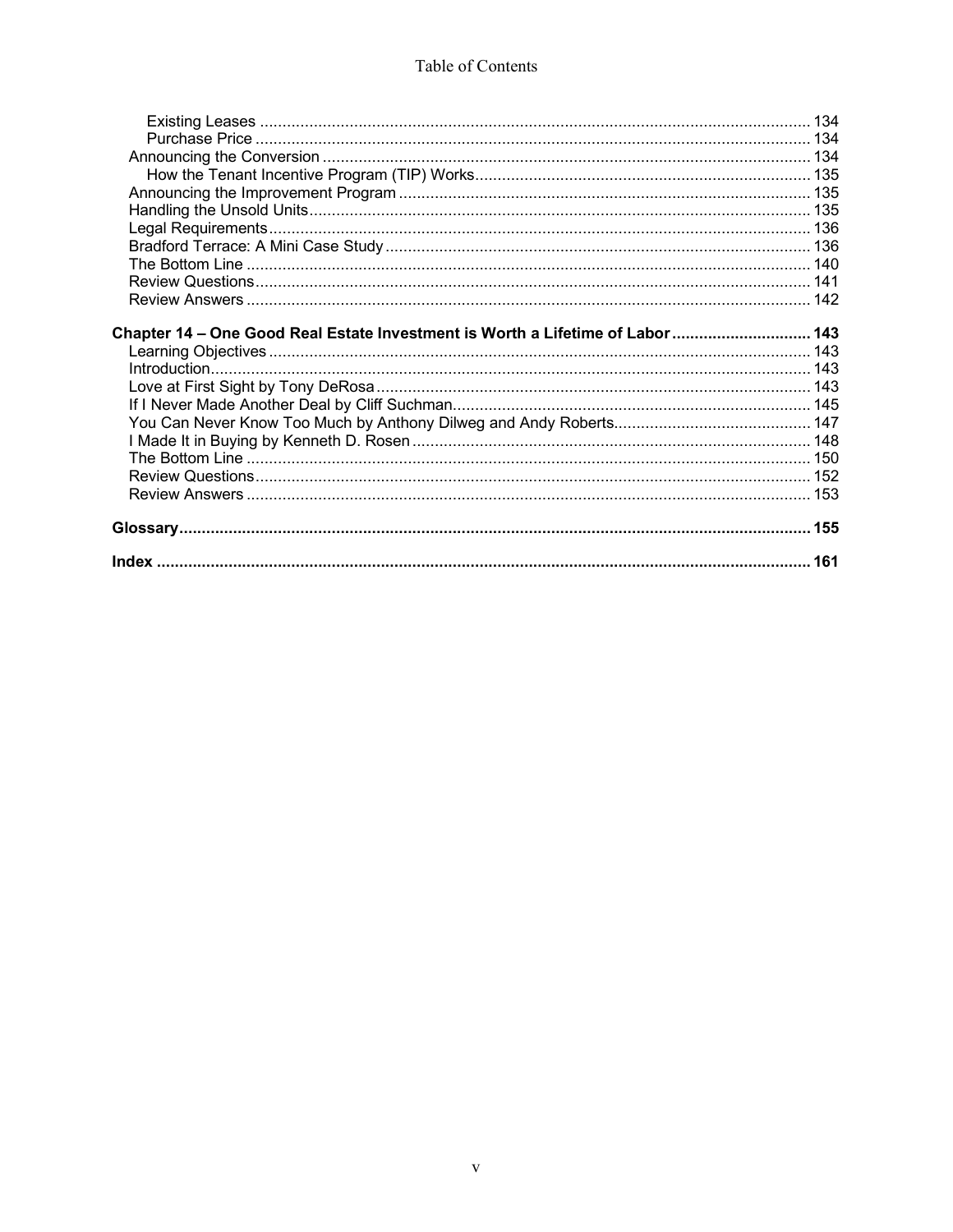Table of Contents

Existing Leases ............................................................................................................ 134
Purchase Price ............................................................................................................ 134
Announcing the Conversion ............................................................................................ 134
How the Tenant Incentive Program (TIP) Works........................................................... 135
Announcing the Improvement Program ........................................................................... 135
Handling the Unsold Units............................................................................................... 135
Legal Requirements........................................................................................................ 136
Bradford Terrace: A Mini Case Study .............................................................................. 136
The Bottom Line ............................................................................................................. 140
Review Questions........................................................................................................... 141
Review Answers ............................................................................................................. 142

**Chapter 14 – One Good Real Estate Investment is Worth a Lifetime of Labor.............................. 143**
Learning Objectives ......................................................................................................... 143
Introduction..................................................................................................................... 143
Love at First Sight by Tony DeRosa ................................................................................ 143
If I Never Made Another Deal by Cliff Suchman............................................................... 145
You Can Never Know Too Much by Anthony Dilweg and Andy Roberts............................ 147
I Made It in Buying by Kenneth D. Rosen ........................................................................ 148
The Bottom Line ............................................................................................................. 150
Review Questions........................................................................................................... 152
Review Answers ............................................................................................................. 153

**Glossary........................................................................................................................... 155**

**Index ................................................................................................................................ 161**